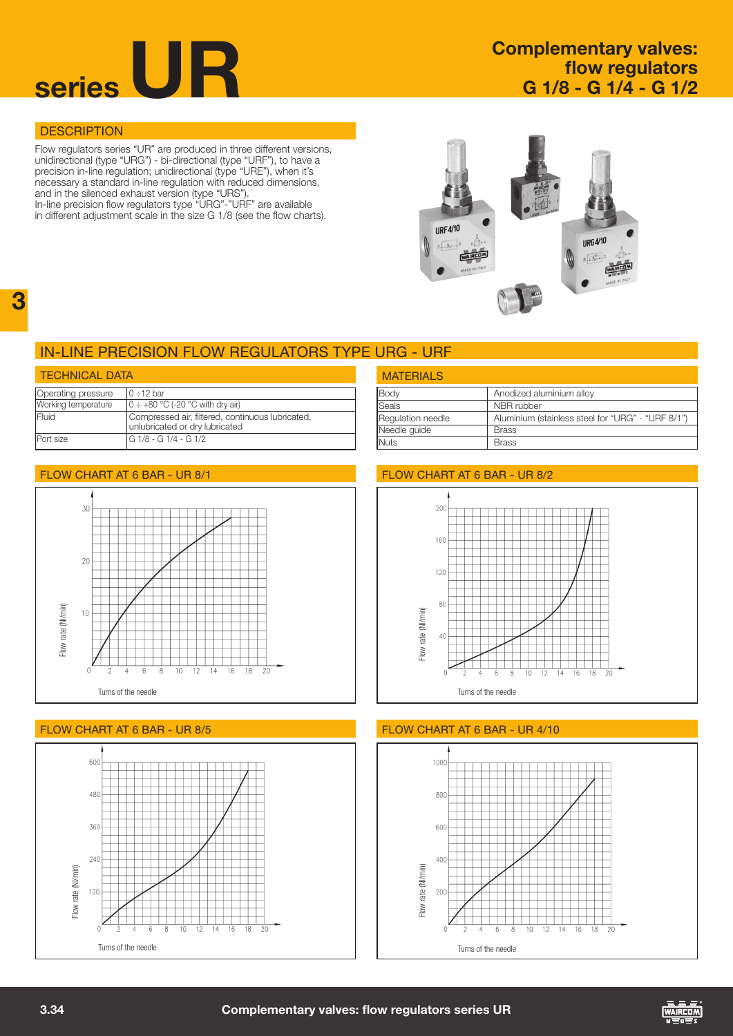# series UR

## Complementary valves: flow regulators G 1/8 - G 1/4 - G 1/2

### DESCRIPTION

Flow regulators series "UR" are produced in three different versions, unidirectional (type "URG") - bi-directional (type "URF"), to have a precision in-line regulation; unidirectional (type "URE"), when it's necessary a standard in-line regulation with reduced dimensions, and in the silenced exhaust version (type "URS").
In-line precision flow regulators type "URG"-"URF" are available in different adjustment scale in the size G 1/8 (see the flow charts).

## IN-LINE PRECISION FLOW REGULATORS TYPE URG - URF

### TECHNICAL DATA

| | |
|---|---|
| Operating pressure | 0 ÷12 bar |
| Working temperature | 0 ÷ +80 °C (-20 °C with dry air) |
| Fluid | Compressed air, filtered, continuous lubricated, unlubricated or dry lubricated |
| Port size | G 1/8 - G 1/4 - G 1/2 |

### MATERIALS

| | |
|---|---|
| Body | Anodized aluminium alloy |
| Seals | NBR rubber |
| Regulation needle | Aluminium (stainless steel for "URG" - "URF 8/1") |
| Needle guide | Brass |
| Nuts | Brass |

### FLOW CHART AT 6 BAR - UR 8/1

Flow rate (Nl/min) — Turns of the needle

### FLOW CHART AT 6 BAR - UR 8/2

Flow rate (Nl/min) — Turns of the needle

### FLOW CHART AT 6 BAR - UR 8/5

Flow rate (Nl/min) — Turns of the needle

### FLOW CHART AT 6 BAR - UR 4/10

Flow rate (Nl/min) — Turns of the needle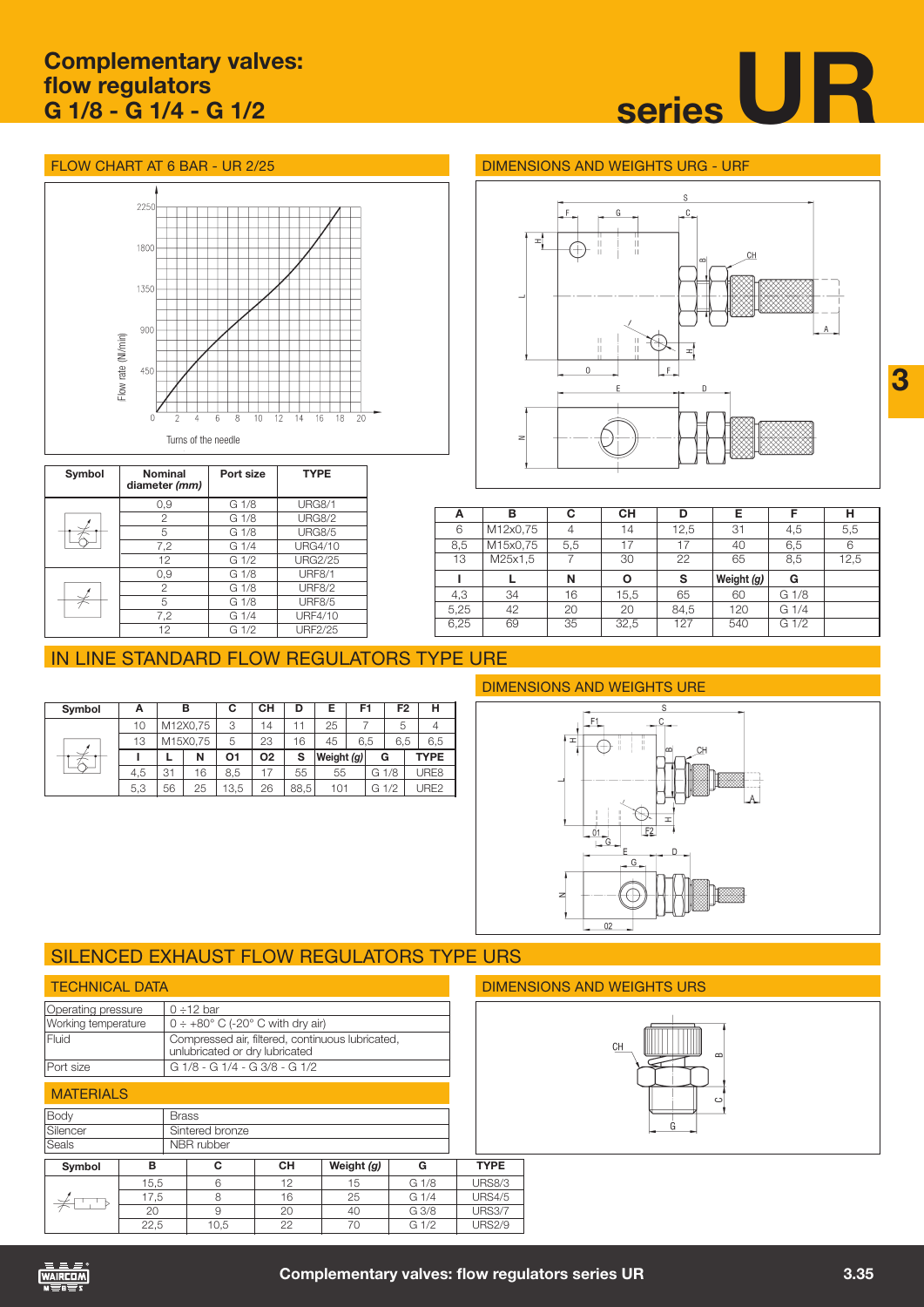# Complementary valves: flow regulators G 1/8 - G 1/4 - G 1/2

# series UR

## FLOW CHART AT 6 BAR - UR 2/25

Flow rate (Nl/min)

2250
1800
1350
900
450

0 2 4 6 8 10 12 14 16 18 20

Turns of the needle

| Symbol | Nominal diameter *(mm)* | Port size | TYPE |
|---|---|---|---|
| | 0,9 | G 1/8 | URG8/1 |
| | 2 | G 1/8 | URG8/2 |
| | 5 | G 1/8 | URG8/5 |
| | 7,2 | G 1/4 | URG4/10 |
| | 12 | G 1/2 | URG2/25 |
| | 0,9 | G 1/8 | URF8/1 |
| | 2 | G 1/8 | URF8/2 |
| | 5 | G 1/8 | URF8/5 |
| | 7,2 | G 1/4 | URF4/10 |
| | 12 | G 1/2 | URF2/25 |

## DIMENSIONS AND WEIGHTS URG - URF

| A | B | C | CH | D | E | F | H |
|---|---|---|---|---|---|---|---|
| 6 | M12x0,75 | 4 | 14 | 12,5 | 31 | 4,5 | 5,5 |
| 8,5 | M15x0,75 | 5,5 | 17 | 17 | 40 | 6,5 | 6 |
| 13 | M25x1,5 | 7 | 30 | 22 | 65 | 8,5 | 12,5 |
| **I** | **L** | **N** | **O** | **S** | **Weight *(g)*** | **G** | |
| 4,3 | 34 | 16 | 15,5 | 65 | 60 | G 1/8 | |
| 5,25 | 42 | 20 | 20 | 84,5 | 120 | G 1/4 | |
| 6,25 | 69 | 35 | 32,5 | 127 | 540 | G 1/2 | |

## IN LINE STANDARD FLOW REGULATORS TYPE URE

| Symbol | A | B | | C | CH | D | E | F1 | | F2 | H |
|---|---|---|---|---|---|---|---|---|---|---|---|
| | 10 | M12X0,75 | | 3 | 14 | 11 | 25 | 7 | | 5 | 4 |
| | 13 | M15X0,75 | | 5 | 23 | 16 | 45 | 6,5 | | 6,5 | 6,5 |
| | **I** | **L** | **N** | **O1** | **O2** | **S** | **Weight *(g)*** | **G** | | **TYPE** | |
| | 4,5 | 31 | 16 | 8,5 | 17 | 55 | 55 | G 1/8 | | URE8 | |
| | 5,3 | 56 | 25 | 13,5 | 26 | 88,5 | 101 | G 1/2 | | URE2 | |

## DIMENSIONS AND WEIGHTS URE

## SILENCED EXHAUST FLOW REGULATORS TYPE URS

### TECHNICAL DATA

| | |
|---|---|
| Operating pressure | 0 ÷12 bar |
| Working temperature | 0 ÷ +80° C (-20° C with dry air) |
| Fluid | Compressed air, filtered, continuous lubricated, unlubricated or dry lubricated |
| Port size | G 1/8 - G 1/4 - G 3/8 - G 1/2 |

### MATERIALS

| | |
|---|---|
| Body | Brass |
| Silencer | Sintered bronze |
| Seals | NBR rubber |

| Symbol | B | C | CH | Weight *(g)* | G | TYPE |
|---|---|---|---|---|---|---|
| | 15,5 | 6 | 12 | 15 | G 1/8 | URS8/3 |
| | 17,5 | 8 | 16 | 25 | G 1/4 | URS4/5 |
| | 20 | 9 | 20 | 40 | G 3/8 | URS3/7 |
| | 22,5 | 10,5 | 22 | 70 | G 1/2 | URS2/9 |

## DIMENSIONS AND WEIGHTS URS